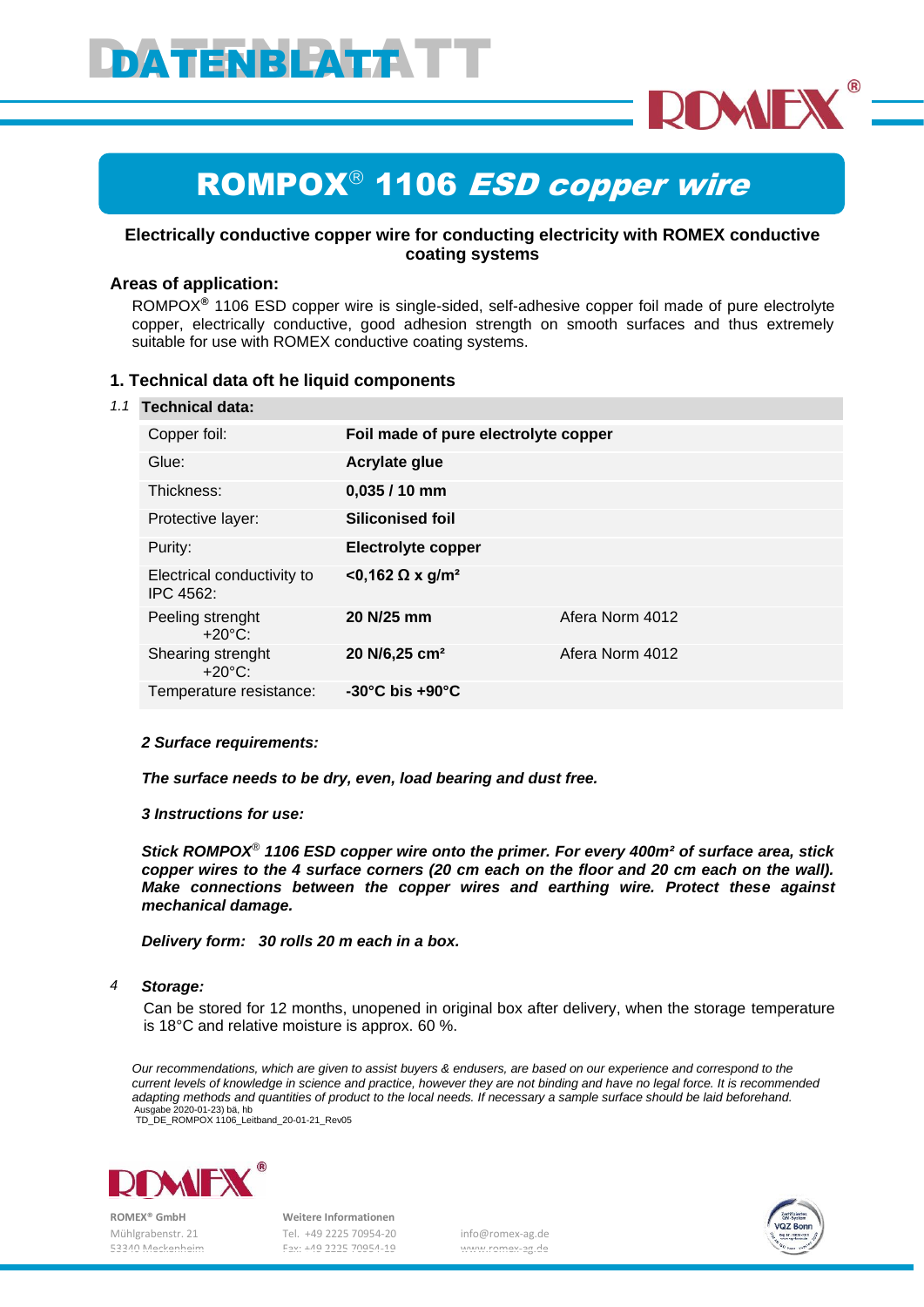# DATENBLATT

## ROMPOX® 1106 *ESD copper wire*

**Electrically conductive copper wire for conducting electricity with ROMEX conductive coating systems**

### Areas of application:

ROMPOX® 1106 ESD copper wire is single-sided, self-adhesive copper foil made of pure electrolyte copper, electrically conductive, good adhesion strength on smooth surfaces and thus extremely suitable for use with ROMEX conductive coating systems.

### 1. Technical data oft he liquid components

*1.1* **Technical data:**

| | | |
|---|---|---|
| Copper foil: | **Foil made of pure electrolyte copper** | |
| Glue: | **Acrylate glue** | |
| Thickness: | **0,035 / 10 mm** | |
| Protective layer: | **Siliconised foil** | |
| Purity: | **Electrolyte copper** | |
| Electrical conductivity to IPC 4562: | **<0,162 Ω x g/m²** | |
| Peeling strenght +20°C: | **20 N/25 mm** | Afera Norm 4012 |
| Shearing strenght +20°C: | **20 N/6,25 cm²** | Afera Norm 4012 |
| Temperature resistance: | **-30°C bis +90°C** | |

***2 Surface requirements:***

***The surface needs to be dry, even, load bearing and dust free.***

***3 Instructions for use:***

***Stick ROMPOX® 1106 ESD copper wire onto the primer. For every 400m² of surface area, stick copper wires to the 4 surface corners (20 cm each on the floor and 20 cm each on the wall). Make connections between the copper wires and earthing wire. Protect these against mechanical damage.***

***Delivery form: 30 rolls 20 m each in a box.***

*4* ***Storage:***

Can be stored for 12 months, unopened in original box after delivery, when the storage temperature is 18°C and relative moisture is approx. 60 %.

*Our recommendations, which are given to assist buyers & endusers, are based on our experience and correspond to the current levels of knowledge in science and practice, however they are not binding and have no legal force. It is recommended adapting methods and quantities of product to the local needs. If necessary a sample surface should be laid beforehand.*

Ausgabe 2020-01-23) bä, hb
TD_DE_ROMPOX 1106_Leitband_20-01-21_Rev05

ROMEX® GmbH
Mühlgrabenstr. 21
53340 Meckenheim

Weitere Informationen
Tel. +49 2225 70954-20
Fax: +49 2225 70954-19

info@romex-ag.de
www.romex-ag.de